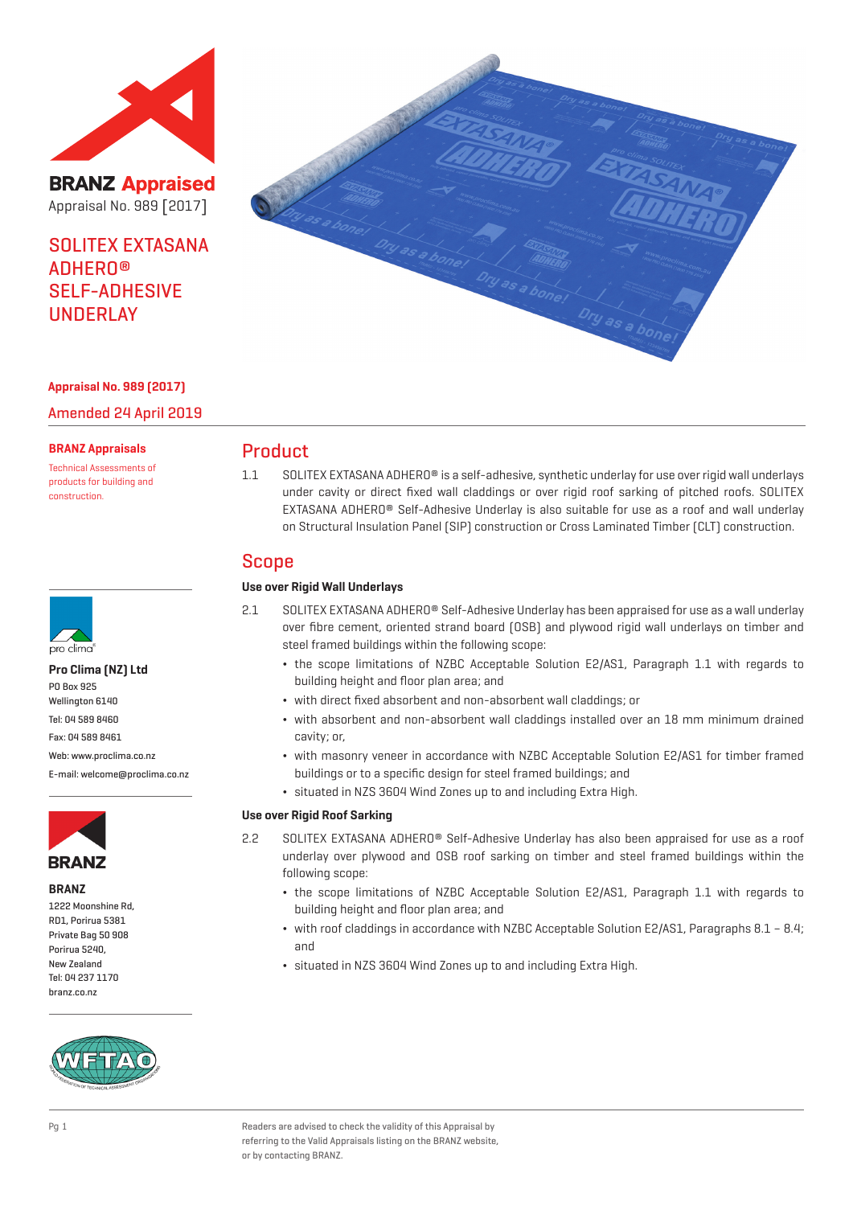**BRANZ Appraised**

Appraisal No. 989 [2017]

# SOLITEX EXTASANA ADHERO® SELF-ADHESIVE UNDERLAY

**Appraisal No. 989 [2017]**

Amended 24 April 2019

**BRANZ Appraisals**

Technical Assessments of products for building and construction.

**Pro Clima (NZ) Ltd**
PO Box 925
Wellington 6140
Tel: 04 589 8460
Fax: 04 589 8461
Web: www.proclima.co.nz
E-mail: welcome@proclima.co.nz

**BRANZ**
1222 Moonshine Rd,
RD1, Porirua 5381
Private Bag 50 908
Porirua 5240,
New Zealand
Tel: 04 237 1170
branz.co.nz

## Product

1.1 SOLITEX EXTASANA ADHERO® is a self-adhesive, synthetic underlay for use over rigid wall underlays under cavity or direct fixed wall claddings or over rigid roof sarking of pitched roofs. SOLITEX EXTASANA ADHERO® Self-Adhesive Underlay is also suitable for use as a roof and wall underlay on Structural Insulation Panel (SIP) construction or Cross Laminated Timber (CLT) construction.

## Scope

### Use over Rigid Wall Underlays

2.1 SOLITEX EXTASANA ADHERO® Self-Adhesive Underlay has been appraised for use as a wall underlay over fibre cement, oriented strand board (OSB) and plywood rigid wall underlays on timber and steel framed buildings within the following scope:

- the scope limitations of NZBC Acceptable Solution E2/AS1, Paragraph 1.1 with regards to building height and floor plan area; and
- with direct fixed absorbent and non-absorbent wall claddings; or
- with absorbent and non-absorbent wall claddings installed over an 18 mm minimum drained cavity; or,
- with masonry veneer in accordance with NZBC Acceptable Solution E2/AS1 for timber framed buildings or to a specific design for steel framed buildings; and
- situated in NZS 3604 Wind Zones up to and including Extra High.

### Use over Rigid Roof Sarking

2.2 SOLITEX EXTASANA ADHERO® Self-Adhesive Underlay has also been appraised for use as a roof underlay over plywood and OSB roof sarking on timber and steel framed buildings within the following scope:

- the scope limitations of NZBC Acceptable Solution E2/AS1, Paragraph 1.1 with regards to building height and floor plan area; and
- with roof claddings in accordance with NZBC Acceptable Solution E2/AS1, Paragraphs 8.1 – 8.4; and
- situated in NZS 3604 Wind Zones up to and including Extra High.

Readers are advised to check the validity of this Appraisal by referring to the Valid Appraisals listing on the BRANZ website, or by contacting BRANZ.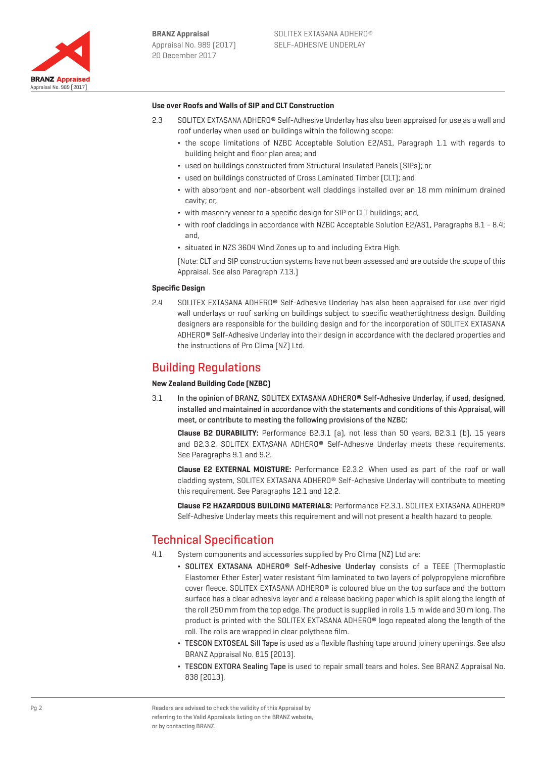### Use over Roofs and Walls of SIP and CLT Construction

2.3 SOLITEX EXTASANA ADHERO® Self-Adhesive Underlay has also been appraised for use as a wall and roof underlay when used on buildings within the following scope:

- the scope limitations of NZBC Acceptable Solution E2/AS1, Paragraph 1.1 with regards to building height and floor plan area; and
- used on buildings constructed from Structural Insulated Panels (SIPs); or
- used on buildings constructed of Cross Laminated Timber (CLT); and
- with absorbent and non-absorbent wall claddings installed over an 18 mm minimum drained cavity; or,
- with masonry veneer to a specific design for SIP or CLT buildings; and,
- with roof claddings in accordance with NZBC Acceptable Solution E2/AS1, Paragraphs 8.1 - 8.4; and,
- situated in NZS 3604 Wind Zones up to and including Extra High.

(Note: CLT and SIP construction systems have not been assessed and are outside the scope of this Appraisal. See also Paragraph 7.13.)

### Specific Design

2.4 SOLITEX EXTASANA ADHERO® Self-Adhesive Underlay has also been appraised for use over rigid wall underlays or roof sarking on buildings subject to specific weathertightness design. Building designers are responsible for the building design and for the incorporation of SOLITEX EXTASANA ADHERO® Self-Adhesive Underlay into their design in accordance with the declared properties and the instructions of Pro Clima (NZ) Ltd.

## Building Regulations

### New Zealand Building Code (NZBC)

3.1 **In the opinion of BRANZ, SOLITEX EXTASANA ADHERO® Self-Adhesive Underlay, if used, designed, installed and maintained in accordance with the statements and conditions of this Appraisal, will meet, or contribute to meeting the following provisions of the NZBC:**

**Clause B2 DURABILITY:** Performance B2.3.1 (a), not less than 50 years, B2.3.1 (b), 15 years and B2.3.2. SOLITEX EXTASANA ADHERO® Self-Adhesive Underlay meets these requirements. See Paragraphs 9.1 and 9.2.

**Clause E2 EXTERNAL MOISTURE:** Performance E2.3.2. When used as part of the roof or wall cladding system, SOLITEX EXTASANA ADHERO® Self-Adhesive Underlay will contribute to meeting this requirement. See Paragraphs 12.1 and 12.2.

**Clause F2 HAZARDOUS BUILDING MATERIALS:** Performance F2.3.1. SOLITEX EXTASANA ADHERO® Self-Adhesive Underlay meets this requirement and will not present a health hazard to people.

## Technical Specification

4.1 System components and accessories supplied by Pro Clima (NZ) Ltd are:

- SOLITEX EXTASANA ADHERO® Self-Adhesive Underlay consists of a TEEE (Thermoplastic Elastomer Ether Ester) water resistant film laminated to two layers of polypropylene microfibre cover fleece. SOLITEX EXTASANA ADHERO® is coloured blue on the top surface and the bottom surface has a clear adhesive layer and a release backing paper which is split along the length of the roll 250 mm from the top edge. The product is supplied in rolls 1.5 m wide and 30 m long. The product is printed with the SOLITEX EXTASANA ADHERO® logo repeated along the length of the roll. The rolls are wrapped in clear polythene film.
- TESCON EXTOSEAL Sill Tape is used as a flexible flashing tape around joinery openings. See also BRANZ Appraisal No. 815 (2013).
- TESCON EXTORA Sealing Tape is used to repair small tears and holes. See BRANZ Appraisal No. 838 (2013).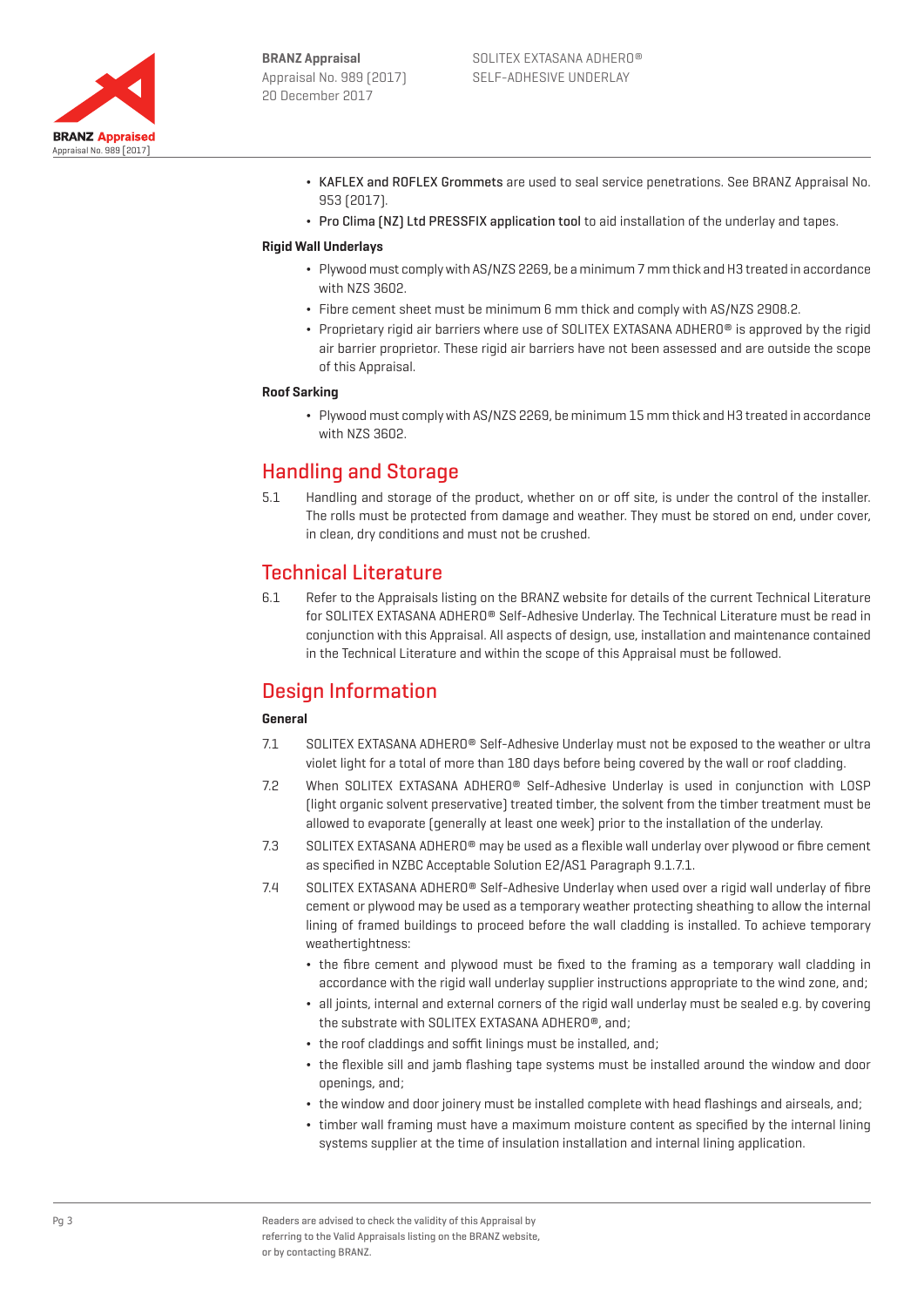- **KAFLEX and ROFLEX Grommets** are used to seal service penetrations. See BRANZ Appraisal No. 953 [2017].
- **Pro Clima (NZ) Ltd PRESSFIX application tool** to aid installation of the underlay and tapes.

**Rigid Wall Underlays**

- Plywood must comply with AS/NZS 2269, be a minimum 7 mm thick and H3 treated in accordance with NZS 3602.
- Fibre cement sheet must be minimum 6 mm thick and comply with AS/NZS 2908.2.
- Proprietary rigid air barriers where use of SOLITEX EXTASANA ADHERO® is approved by the rigid air barrier proprietor. These rigid air barriers have not been assessed and are outside the scope of this Appraisal.

**Roof Sarking**

- Plywood must comply with AS/NZS 2269, be minimum 15 mm thick and H3 treated in accordance with NZS 3602.

## Handling and Storage

5.1 Handling and storage of the product, whether on or off site, is under the control of the installer. The rolls must be protected from damage and weather. They must be stored on end, under cover, in clean, dry conditions and must not be crushed.

## Technical Literature

6.1 Refer to the Appraisals listing on the BRANZ website for details of the current Technical Literature for SOLITEX EXTASANA ADHERO® Self-Adhesive Underlay. The Technical Literature must be read in conjunction with this Appraisal. All aspects of design, use, installation and maintenance contained in the Technical Literature and within the scope of this Appraisal must be followed.

## Design Information

**General**

7.1 SOLITEX EXTASANA ADHERO® Self-Adhesive Underlay must not be exposed to the weather or ultra violet light for a total of more than 180 days before being covered by the wall or roof cladding.

7.2 When SOLITEX EXTASANA ADHERO® Self-Adhesive Underlay is used in conjunction with LOSP (light organic solvent preservative) treated timber, the solvent from the timber treatment must be allowed to evaporate (generally at least one week) prior to the installation of the underlay.

7.3 SOLITEX EXTASANA ADHERO® may be used as a flexible wall underlay over plywood or fibre cement as specified in NZBC Acceptable Solution E2/AS1 Paragraph 9.1.7.1.

7.4 SOLITEX EXTASANA ADHERO® Self-Adhesive Underlay when used over a rigid wall underlay of fibre cement or plywood may be used as a temporary weather protecting sheathing to allow the internal lining of framed buildings to proceed before the wall cladding is installed. To achieve temporary weathertightness:

- the fibre cement and plywood must be fixed to the framing as a temporary wall cladding in accordance with the rigid wall underlay supplier instructions appropriate to the wind zone, and;
- all joints, internal and external corners of the rigid wall underlay must be sealed e.g. by covering the substrate with SOLITEX EXTASANA ADHERO®, and;
- the roof claddings and soffit linings must be installed, and;
- the flexible sill and jamb flashing tape systems must be installed around the window and door openings, and;
- the window and door joinery must be installed complete with head flashings and airseals, and;
- timber wall framing must have a maximum moisture content as specified by the internal lining systems supplier at the time of insulation installation and internal lining application.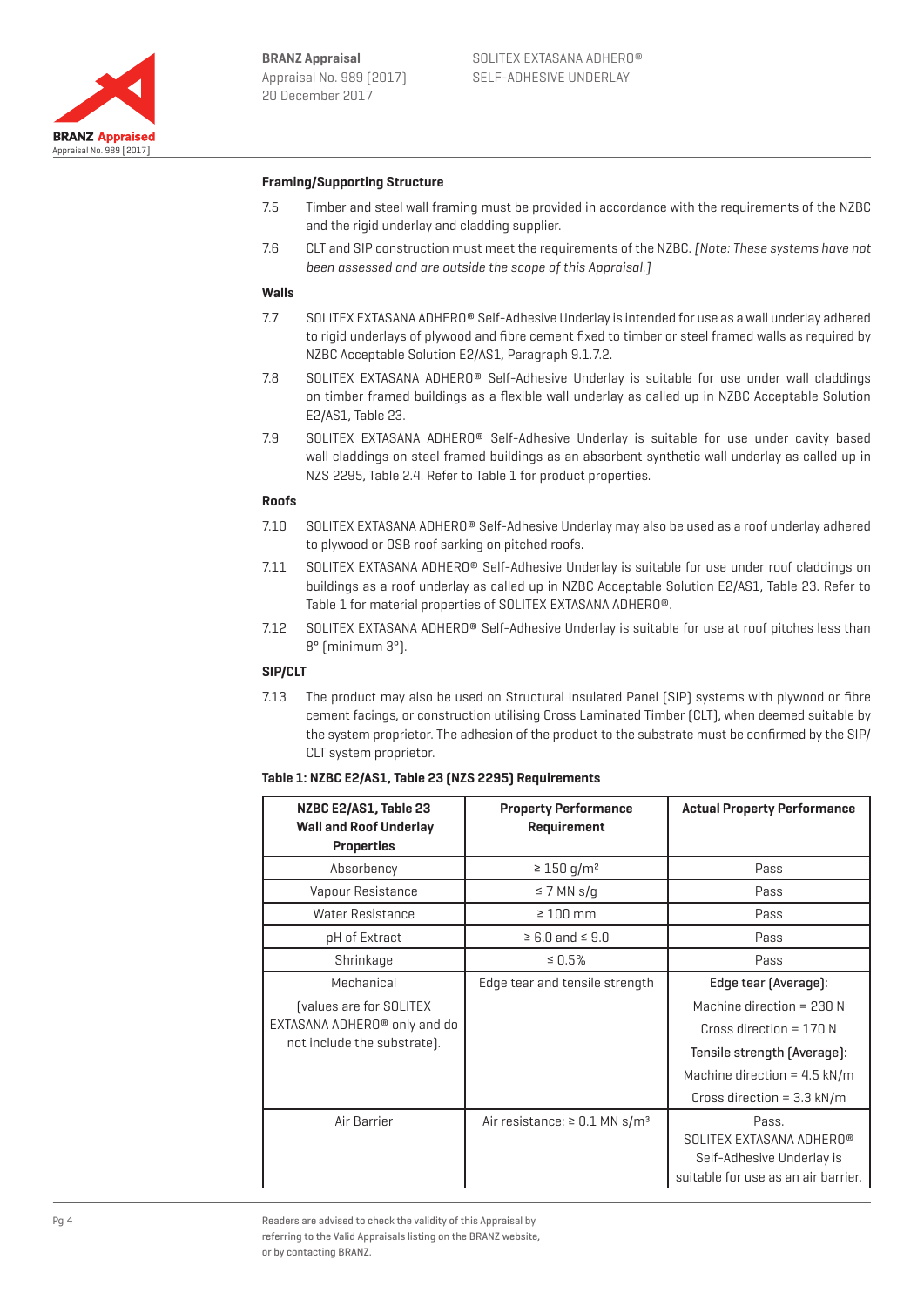### Framing/Supporting Structure

7.5 Timber and steel wall framing must be provided in accordance with the requirements of the NZBC and the rigid underlay and cladding supplier.

7.6 CLT and SIP construction must meet the requirements of the NZBC. *[Note: These systems have not been assessed and are outside the scope of this Appraisal.]*

### Walls

7.7 SOLITEX EXTASANA ADHERO® Self-Adhesive Underlay is intended for use as a wall underlay adhered to rigid underlays of plywood and fibre cement fixed to timber or steel framed walls as required by NZBC Acceptable Solution E2/AS1, Paragraph 9.1.7.2.

7.8 SOLITEX EXTASANA ADHERO® Self-Adhesive Underlay is suitable for use under wall claddings on timber framed buildings as a flexible wall underlay as called up in NZBC Acceptable Solution E2/AS1, Table 23.

7.9 SOLITEX EXTASANA ADHERO® Self-Adhesive Underlay is suitable for use under cavity based wall claddings on steel framed buildings as an absorbent synthetic wall underlay as called up in NZS 2295, Table 2.4. Refer to Table 1 for product properties.

### Roofs

7.10 SOLITEX EXTASANA ADHERO® Self-Adhesive Underlay may also be used as a roof underlay adhered to plywood or OSB roof sarking on pitched roofs.

7.11 SOLITEX EXTASANA ADHERO® Self-Adhesive Underlay is suitable for use under roof claddings on buildings as a roof underlay as called up in NZBC Acceptable Solution E2/AS1, Table 23. Refer to Table 1 for material properties of SOLITEX EXTASANA ADHERO®.

7.12 SOLITEX EXTASANA ADHERO® Self-Adhesive Underlay is suitable for use at roof pitches less than 8° (minimum 3°).

### SIP/CLT

7.13 The product may also be used on Structural Insulated Panel (SIP) systems with plywood or fibre cement facings, or construction utilising Cross Laminated Timber (CLT), when deemed suitable by the system proprietor. The adhesion of the product to the substrate must be confirmed by the SIP/CLT system proprietor.

**Table 1: NZBC E2/AS1, Table 23 (NZS 2295) Requirements**

| NZBC E2/AS1, Table 23 Wall and Roof Underlay Properties | Property Performance Requirement | Actual Property Performance |
|---|---|---|
| Absorbency | ≥ 150 g/m² | Pass |
| Vapour Resistance | ≤ 7 MN s/g | Pass |
| Water Resistance | ≥ 100 mm | Pass |
| pH of Extract | ≥ 6.0 and ≤ 9.0 | Pass |
| Shrinkage | ≤ 0.5% | Pass |
| Mechanical (values are for SOLITEX EXTASANA ADHERO® only and do not include the substrate). | Edge tear and tensile strength | **Edge tear (Average):** Machine direction = 230 N Cross direction = 170 N **Tensile strength (Average):** Machine direction = 4.5 kN/m Cross direction = 3.3 kN/m |
| Air Barrier | Air resistance: ≥ 0.1 MN s/m³ | Pass. SOLITEX EXTASANA ADHERO® Self-Adhesive Underlay is suitable for use as an air barrier. |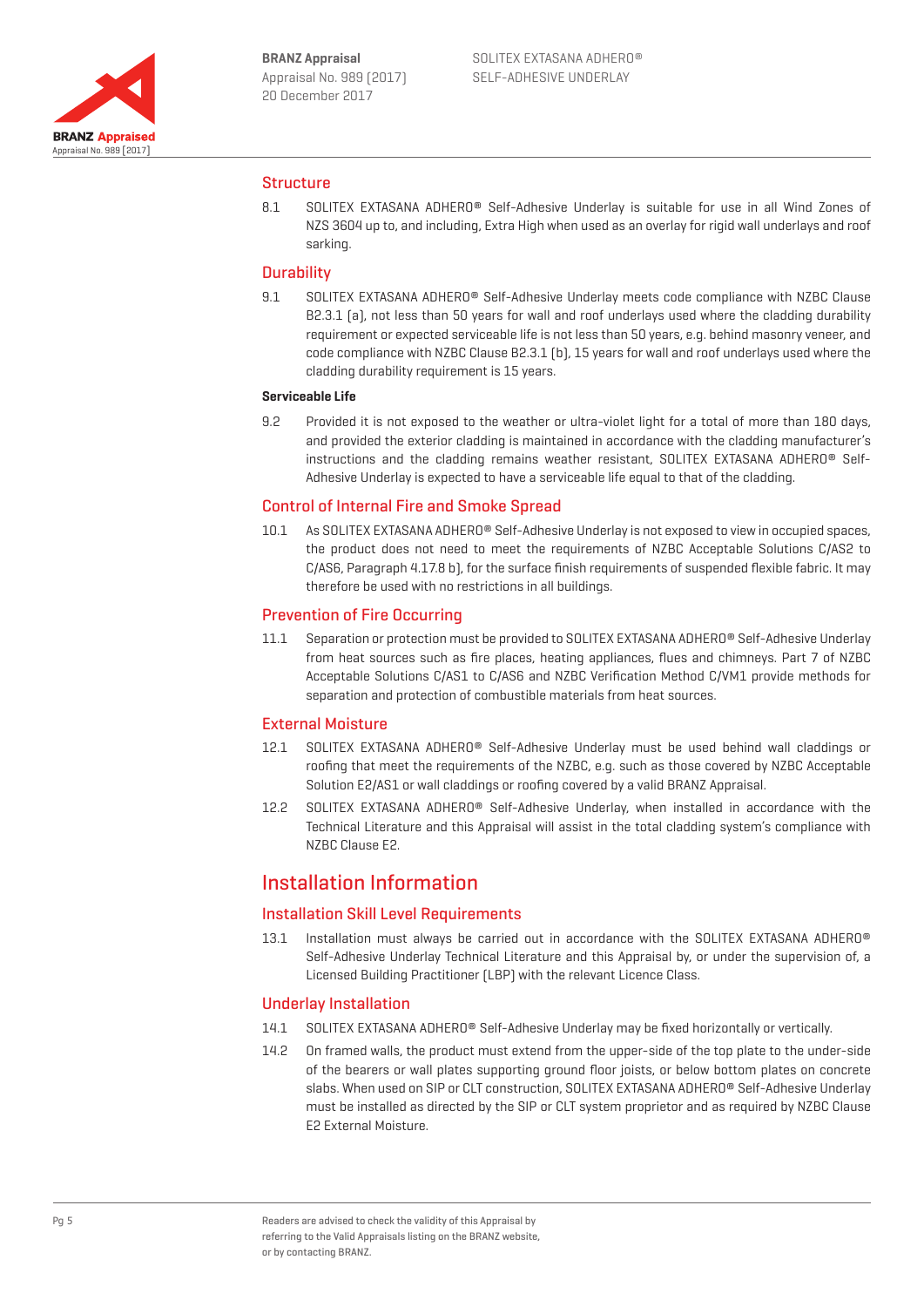## Structure

8.1 SOLITEX EXTASANA ADHERO® Self-Adhesive Underlay is suitable for use in all Wind Zones of NZS 3604 up to, and including, Extra High when used as an overlay for rigid wall underlays and roof sarking.

## Durability

9.1 SOLITEX EXTASANA ADHERO® Self-Adhesive Underlay meets code compliance with NZBC Clause B2.3.1 (a), not less than 50 years for wall and roof underlays used where the cladding durability requirement or expected serviceable life is not less than 50 years, e.g. behind masonry veneer, and code compliance with NZBC Clause B2.3.1 (b), 15 years for wall and roof underlays used where the cladding durability requirement is 15 years.

**Serviceable Life**

9.2 Provided it is not exposed to the weather or ultra-violet light for a total of more than 180 days, and provided the exterior cladding is maintained in accordance with the cladding manufacturer's instructions and the cladding remains weather resistant, SOLITEX EXTASANA ADHERO® Self-Adhesive Underlay is expected to have a serviceable life equal to that of the cladding.

## Control of Internal Fire and Smoke Spread

10.1 As SOLITEX EXTASANA ADHERO® Self-Adhesive Underlay is not exposed to view in occupied spaces, the product does not need to meet the requirements of NZBC Acceptable Solutions C/AS2 to C/AS6, Paragraph 4.17.8 b), for the surface finish requirements of suspended flexible fabric. It may therefore be used with no restrictions in all buildings.

## Prevention of Fire Occurring

11.1 Separation or protection must be provided to SOLITEX EXTASANA ADHERO® Self-Adhesive Underlay from heat sources such as fire places, heating appliances, flues and chimneys. Part 7 of NZBC Acceptable Solutions C/AS1 to C/AS6 and NZBC Verification Method C/VM1 provide methods for separation and protection of combustible materials from heat sources.

## External Moisture

12.1 SOLITEX EXTASANA ADHERO® Self-Adhesive Underlay must be used behind wall claddings or roofing that meet the requirements of the NZBC, e.g. such as those covered by NZBC Acceptable Solution E2/AS1 or wall claddings or roofing covered by a valid BRANZ Appraisal.

12.2 SOLITEX EXTASANA ADHERO® Self-Adhesive Underlay, when installed in accordance with the Technical Literature and this Appraisal will assist in the total cladding system's compliance with NZBC Clause E2.

# Installation Information

## Installation Skill Level Requirements

13.1 Installation must always be carried out in accordance with the SOLITEX EXTASANA ADHERO® Self-Adhesive Underlay Technical Literature and this Appraisal by, or under the supervision of, a Licensed Building Practitioner (LBP) with the relevant Licence Class.

## Underlay Installation

14.1 SOLITEX EXTASANA ADHERO® Self-Adhesive Underlay may be fixed horizontally or vertically.

14.2 On framed walls, the product must extend from the upper-side of the top plate to the under-side of the bearers or wall plates supporting ground floor joists, or below bottom plates on concrete slabs. When used on SIP or CLT construction, SOLITEX EXTASANA ADHERO® Self-Adhesive Underlay must be installed as directed by the SIP or CLT system proprietor and as required by NZBC Clause E2 External Moisture.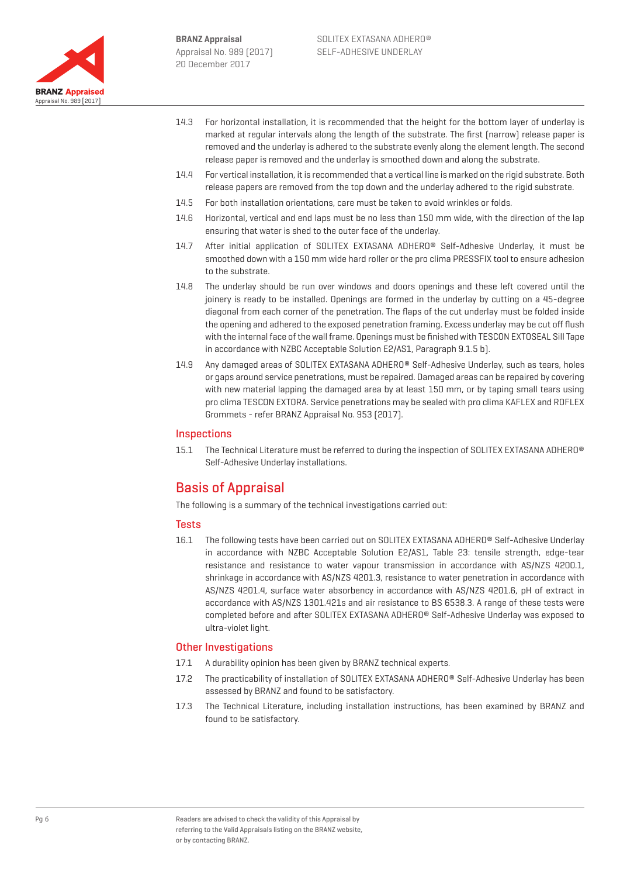14.3 For horizontal installation, it is recommended that the height for the bottom layer of underlay is marked at regular intervals along the length of the substrate. The first (narrow) release paper is removed and the underlay is adhered to the substrate evenly along the element length. The second release paper is removed and the underlay is smoothed down and along the substrate.

14.4 For vertical installation, it is recommended that a vertical line is marked on the rigid substrate. Both release papers are removed from the top down and the underlay adhered to the rigid substrate.

14.5 For both installation orientations, care must be taken to avoid wrinkles or folds.

14.6 Horizontal, vertical and end laps must be no less than 150 mm wide, with the direction of the lap ensuring that water is shed to the outer face of the underlay.

14.7 After initial application of SOLITEX EXTASANA ADHERO® Self-Adhesive Underlay, it must be smoothed down with a 150 mm wide hard roller or the pro clima PRESSFIX tool to ensure adhesion to the substrate.

14.8 The underlay should be run over windows and doors openings and these left covered until the joinery is ready to be installed. Openings are formed in the underlay by cutting on a 45-degree diagonal from each corner of the penetration. The flaps of the cut underlay must be folded inside the opening and adhered to the exposed penetration framing. Excess underlay may be cut off flush with the internal face of the wall frame. Openings must be finished with TESCON EXTOSEAL Sill Tape in accordance with NZBC Acceptable Solution E2/AS1, Paragraph 9.1.5 b).

14.9 Any damaged areas of SOLITEX EXTASANA ADHERO® Self-Adhesive Underlay, such as tears, holes or gaps around service penetrations, must be repaired. Damaged areas can be repaired by covering with new material lapping the damaged area by at least 150 mm, or by taping small tears using pro clima TESCON EXTORA. Service penetrations may be sealed with pro clima KAFLEX and ROFLEX Grommets - refer BRANZ Appraisal No. 953 (2017).

### Inspections

15.1 The Technical Literature must be referred to during the inspection of SOLITEX EXTASANA ADHERO® Self-Adhesive Underlay installations.

## Basis of Appraisal

The following is a summary of the technical investigations carried out:

### Tests

16.1 The following tests have been carried out on SOLITEX EXTASANA ADHERO® Self-Adhesive Underlay in accordance with NZBC Acceptable Solution E2/AS1, Table 23: tensile strength, edge-tear resistance and resistance to water vapour transmission in accordance with AS/NZS 4200.1, shrinkage in accordance with AS/NZS 4201.3, resistance to water penetration in accordance with AS/NZS 4201.4, surface water absorbency in accordance with AS/NZS 4201.6, pH of extract in accordance with AS/NZS 1301.421s and air resistance to BS 6538.3. A range of these tests were completed before and after SOLITEX EXTASANA ADHERO® Self-Adhesive Underlay was exposed to ultra-violet light.

### Other Investigations

17.1 A durability opinion has been given by BRANZ technical experts.

17.2 The practicability of installation of SOLITEX EXTASANA ADHERO® Self-Adhesive Underlay has been assessed by BRANZ and found to be satisfactory.

17.3 The Technical Literature, including installation instructions, has been examined by BRANZ and found to be satisfactory.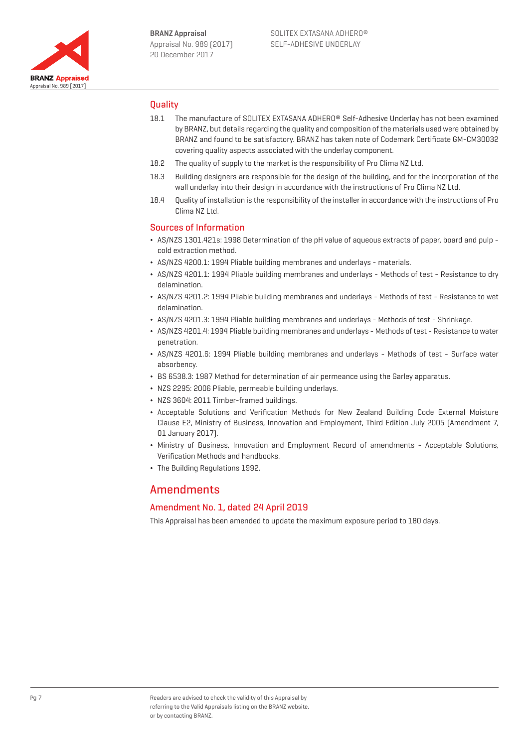## Quality

18.1 The manufacture of SOLITEX EXTASANA ADHERO® Self-Adhesive Underlay has not been examined by BRANZ, but details regarding the quality and composition of the materials used were obtained by BRANZ and found to be satisfactory. BRANZ has taken note of Codemark Certificate GM-CM30032 covering quality aspects associated with the underlay component.

18.2 The quality of supply to the market is the responsibility of Pro Clima NZ Ltd.

18.3 Building designers are responsible for the design of the building, and for the incorporation of the wall underlay into their design in accordance with the instructions of Pro Clima NZ Ltd.

18.4 Quality of installation is the responsibility of the installer in accordance with the instructions of Pro Clima NZ Ltd.

## Sources of Information

- AS/NZS 1301.421s: 1998 Determination of the pH value of aqueous extracts of paper, board and pulp - cold extraction method.
- AS/NZS 4200.1: 1994 Pliable building membranes and underlays - materials.
- AS/NZS 4201.1: 1994 Pliable building membranes and underlays - Methods of test - Resistance to dry delamination.
- AS/NZS 4201.2: 1994 Pliable building membranes and underlays - Methods of test - Resistance to wet delamination.
- AS/NZS 4201.3: 1994 Pliable building membranes and underlays - Methods of test - Shrinkage.
- AS/NZS 4201.4: 1994 Pliable building membranes and underlays - Methods of test - Resistance to water penetration.
- AS/NZS 4201.6: 1994 Pliable building membranes and underlays - Methods of test - Surface water absorbency.
- BS 6538.3: 1987 Method for determination of air permeance using the Garley apparatus.
- NZS 2295: 2006 Pliable, permeable building underlays.
- NZS 3604: 2011 Timber-framed buildings.
- Acceptable Solutions and Verification Methods for New Zealand Building Code External Moisture Clause E2, Ministry of Business, Innovation and Employment, Third Edition July 2005 (Amendment 7, 01 January 2017).
- Ministry of Business, Innovation and Employment Record of amendments - Acceptable Solutions, Verification Methods and handbooks.
- The Building Regulations 1992.

# Amendments

## Amendment No. 1, dated 24 April 2019

This Appraisal has been amended to update the maximum exposure period to 180 days.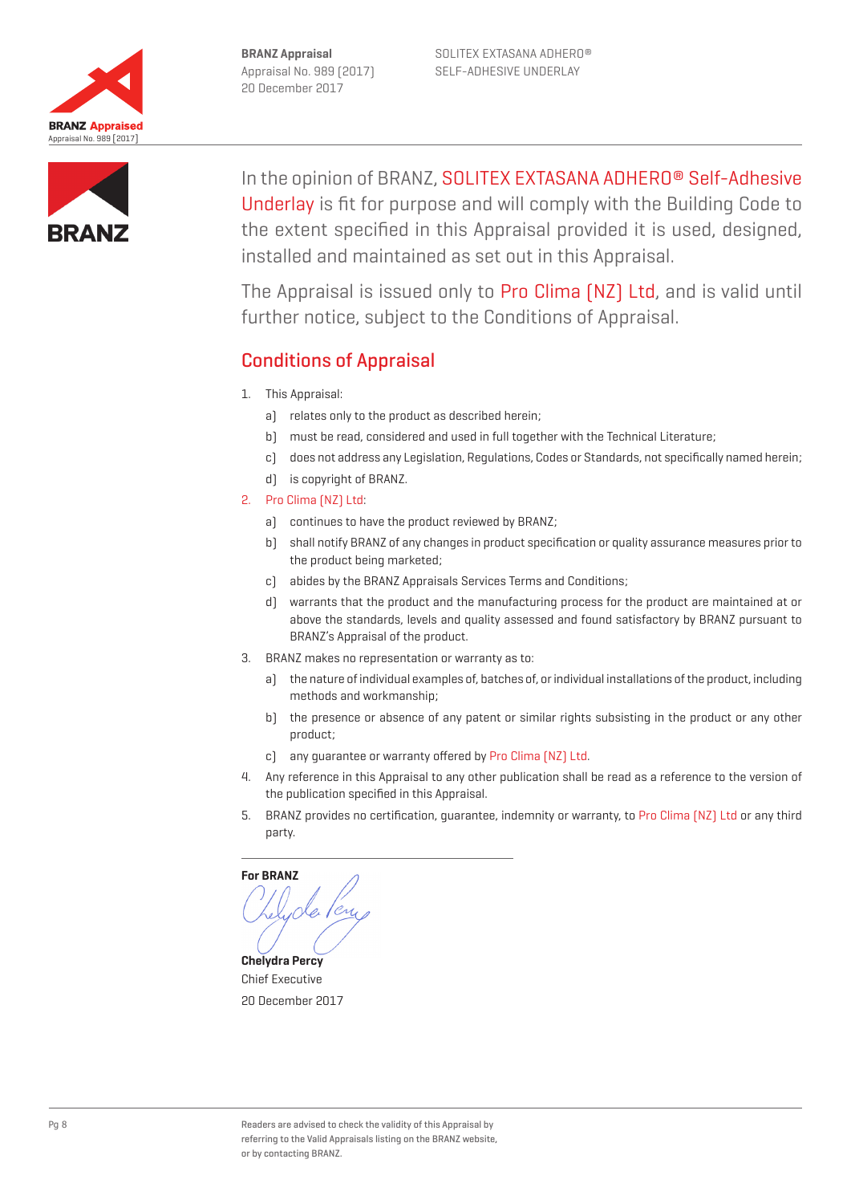In the opinion of BRANZ, SOLITEX EXTASANA ADHERO® Self-Adhesive Underlay is fit for purpose and will comply with the Building Code to the extent specified in this Appraisal provided it is used, designed, installed and maintained as set out in this Appraisal.

The Appraisal is issued only to Pro Clima (NZ) Ltd, and is valid until further notice, subject to the Conditions of Appraisal.

## Conditions of Appraisal

1. This Appraisal:
   a) relates only to the product as described herein;
   b) must be read, considered and used in full together with the Technical Literature;
   c) does not address any Legislation, Regulations, Codes or Standards, not specifically named herein;
   d) is copyright of BRANZ.
2. Pro Clima (NZ) Ltd:
   a) continues to have the product reviewed by BRANZ;
   b) shall notify BRANZ of any changes in product specification or quality assurance measures prior to the product being marketed;
   c) abides by the BRANZ Appraisals Services Terms and Conditions;
   d) warrants that the product and the manufacturing process for the product are maintained at or above the standards, levels and quality assessed and found satisfactory by BRANZ pursuant to BRANZ's Appraisal of the product.
3. BRANZ makes no representation or warranty as to:
   a) the nature of individual examples of, batches of, or individual installations of the product, including methods and workmanship;
   b) the presence or absence of any patent or similar rights subsisting in the product or any other product;
   c) any guarantee or warranty offered by Pro Clima (NZ) Ltd.
4. Any reference in this Appraisal to any other publication shall be read as a reference to the version of the publication specified in this Appraisal.
5. BRANZ provides no certification, guarantee, indemnity or warranty, to Pro Clima (NZ) Ltd or any third party.

**For BRANZ**

**Chelydra Percy**
Chief Executive
20 December 2017

Readers are advised to check the validity of this Appraisal by referring to the Valid Appraisals listing on the BRANZ website, or by contacting BRANZ.